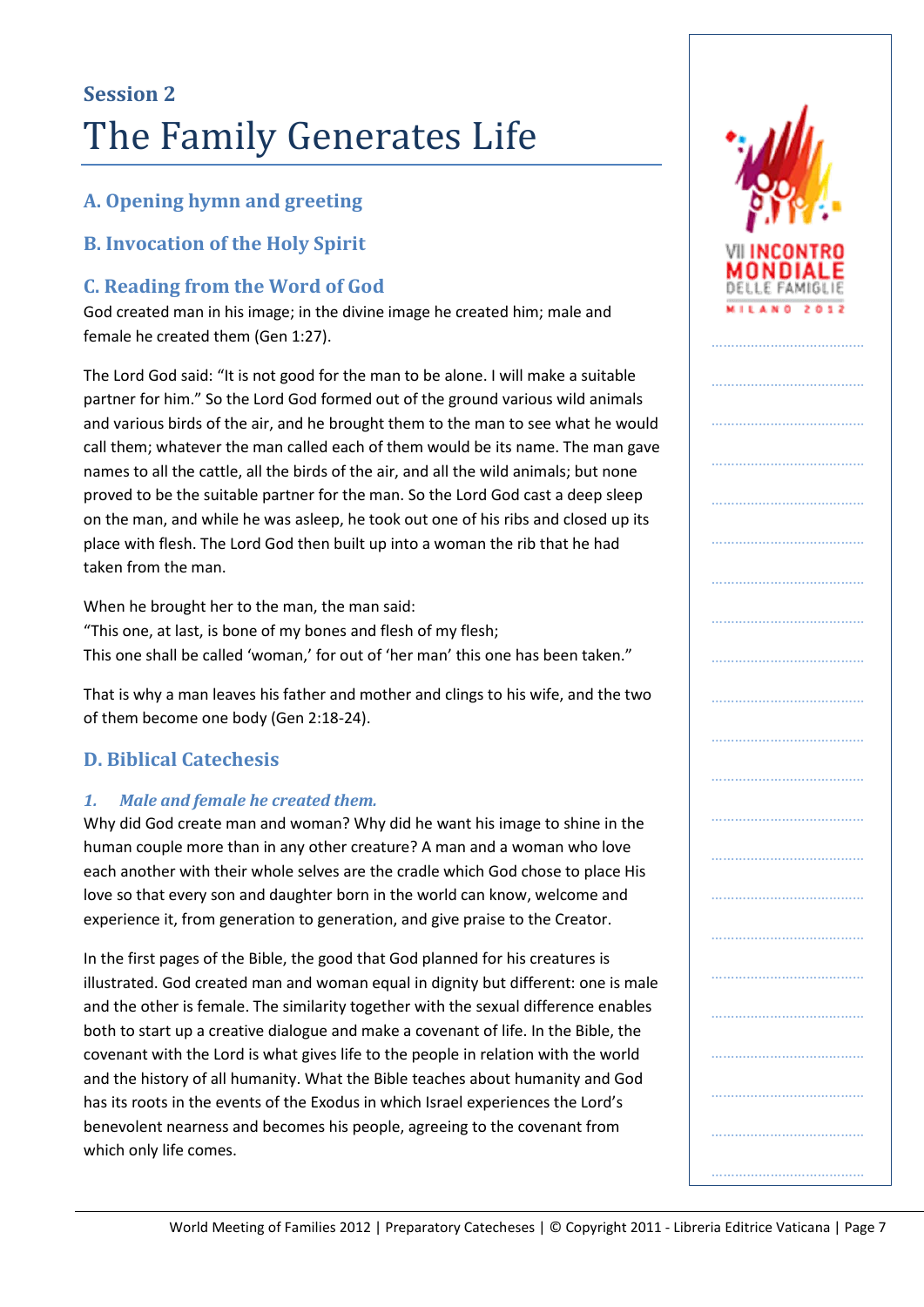## Session 2

# The Family Generates Life

### A. Opening hymn and greeting

### B. Invocation of the Holy Spirit

### C. Reading from the Word of God

God created man in his image; in the divine image he created him; male and female he created them (Gen 1:27).

The Lord God said: "It is not good for the man to be alone. I will make a suitable partner for him." So the Lord God formed out of the ground various wild animals and various birds of the air, and he brought them to the man to see what he would call them; whatever the man called each of them would be its name. The man gave names to all the cattle, all the birds of the air, and all the wild animals; but none proved to be the suitable partner for the man. So the Lord God cast a deep sleep on the man, and while he was asleep, he took out one of his ribs and closed up its place with flesh. The Lord God then built up into a woman the rib that he had taken from the man.

When he brought her to the man, the man said:
"This one, at last, is bone of my bones and flesh of my flesh;
This one shall be called 'woman,' for out of 'her man' this one has been taken."

That is why a man leaves his father and mother and clings to his wife, and the two of them become one body (Gen 2:18-24).

### D. Biblical Catechesis

#### *1. Male and female he created them.*

Why did God create man and woman? Why did he want his image to shine in the human couple more than in any other creature? A man and a woman who love each another with their whole selves are the cradle which God chose to place His love so that every son and daughter born in the world can know, welcome and experience it, from generation to generation, and give praise to the Creator.

In the first pages of the Bible, the good that God planned for his creatures is illustrated. God created man and woman equal in dignity but different: one is male and the other is female. The similarity together with the sexual difference enables both to start up a creative dialogue and make a covenant of life. In the Bible, the covenant with the Lord is what gives life to the people in relation with the world and the history of all humanity. What the Bible teaches about humanity and God has its roots in the events of the Exodus in which Israel experiences the Lord's benevolent nearness and becomes his people, agreeing to the covenant from which only life comes.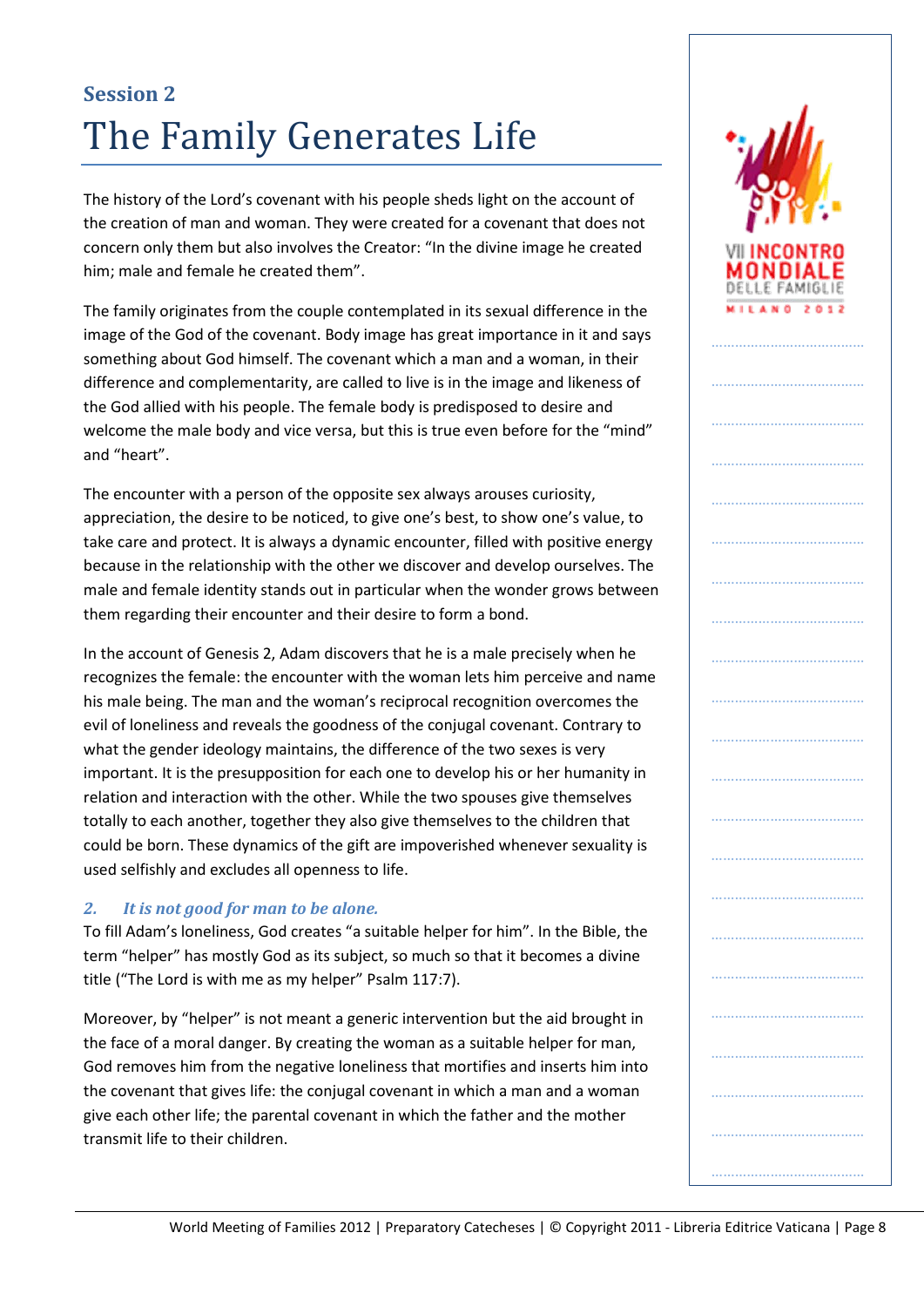## Session 2

# The Family Generates Life

The history of the Lord's covenant with his people sheds light on the account of the creation of man and woman. They were created for a covenant that does not concern only them but also involves the Creator: "In the divine image he created him; male and female he created them".

The family originates from the couple contemplated in its sexual difference in the image of the God of the covenant. Body image has great importance in it and says something about God himself. The covenant which a man and a woman, in their difference and complementarity, are called to live is in the image and likeness of the God allied with his people. The female body is predisposed to desire and welcome the male body and vice versa, but this is true even before for the "mind" and "heart".

The encounter with a person of the opposite sex always arouses curiosity, appreciation, the desire to be noticed, to give one's best, to show one's value, to take care and protect. It is always a dynamic encounter, filled with positive energy because in the relationship with the other we discover and develop ourselves. The male and female identity stands out in particular when the wonder grows between them regarding their encounter and their desire to form a bond.

In the account of Genesis 2, Adam discovers that he is a male precisely when he recognizes the female: the encounter with the woman lets him perceive and name his male being. The man and the woman's reciprocal recognition overcomes the evil of loneliness and reveals the goodness of the conjugal covenant. Contrary to what the gender ideology maintains, the difference of the two sexes is very important. It is the presupposition for each one to develop his or her humanity in relation and interaction with the other. While the two spouses give themselves totally to each another, together they also give themselves to the children that could be born. These dynamics of the gift are impoverished whenever sexuality is used selfishly and excludes all openness to life.

### *2. It is not good for man to be alone.*

To fill Adam's loneliness, God creates "a suitable helper for him". In the Bible, the term "helper" has mostly God as its subject, so much so that it becomes a divine title ("The Lord is with me as my helper" Psalm 117:7).

Moreover, by "helper" is not meant a generic intervention but the aid brought in the face of a moral danger. By creating the woman as a suitable helper for man, God removes him from the negative loneliness that mortifies and inserts him into the covenant that gives life: the conjugal covenant in which a man and a woman give each other life; the parental covenant in which the father and the mother transmit life to their children.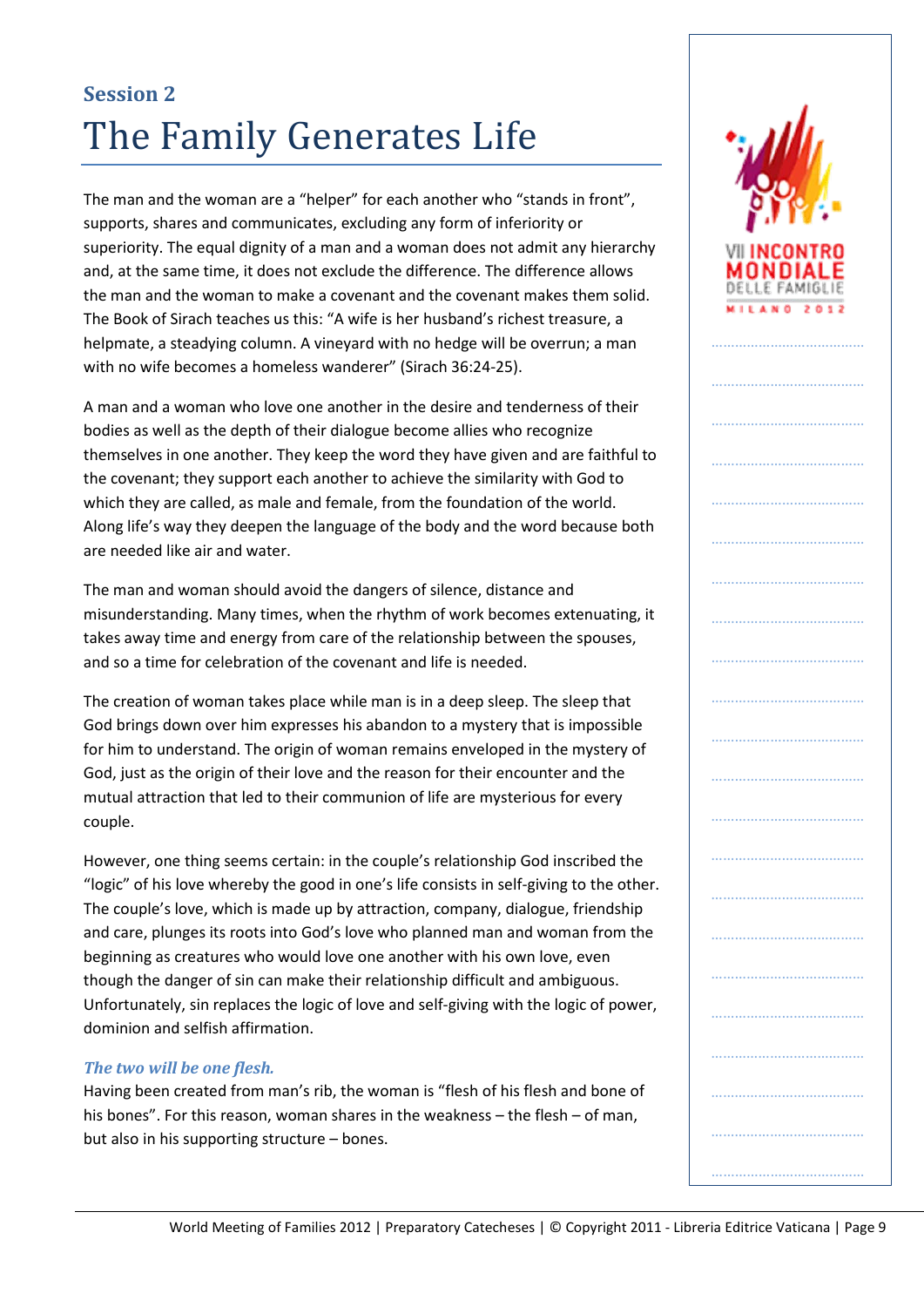## Session 2

# The Family Generates Life

The man and the woman are a “helper” for each another who “stands in front”, supports, shares and communicates, excluding any form of inferiority or superiority. The equal dignity of a man and a woman does not admit any hierarchy and, at the same time, it does not exclude the difference. The difference allows the man and the woman to make a covenant and the covenant makes them solid. The Book of Sirach teaches us this: “A wife is her husband’s richest treasure, a helpmate, a steadying column. A vineyard with no hedge will be overrun; a man with no wife becomes a homeless wanderer” (Sirach 36:24-25).

A man and a woman who love one another in the desire and tenderness of their bodies as well as the depth of their dialogue become allies who recognize themselves in one another. They keep the word they have given and are faithful to the covenant; they support each another to achieve the similarity with God to which they are called, as male and female, from the foundation of the world. Along life’s way they deepen the language of the body and the word because both are needed like air and water.

The man and woman should avoid the dangers of silence, distance and misunderstanding. Many times, when the rhythm of work becomes extenuating, it takes away time and energy from care of the relationship between the spouses, and so a time for celebration of the covenant and life is needed.

The creation of woman takes place while man is in a deep sleep. The sleep that God brings down over him expresses his abandon to a mystery that is impossible for him to understand. The origin of woman remains enveloped in the mystery of God, just as the origin of their love and the reason for their encounter and the mutual attraction that led to their communion of life are mysterious for every couple.

However, one thing seems certain: in the couple’s relationship God inscribed the “logic” of his love whereby the good in one’s life consists in self-giving to the other. The couple’s love, which is made up by attraction, company, dialogue, friendship and care, plunges its roots into God’s love who planned man and woman from the beginning as creatures who would love one another with his own love, even though the danger of sin can make their relationship difficult and ambiguous. Unfortunately, sin replaces the logic of love and self-giving with the logic of power, dominion and selfish affirmation.

***The two will be one flesh.***

Having been created from man’s rib, the woman is “flesh of his flesh and bone of his bones”. For this reason, woman shares in the weakness – the flesh – of man, but also in his supporting structure – bones.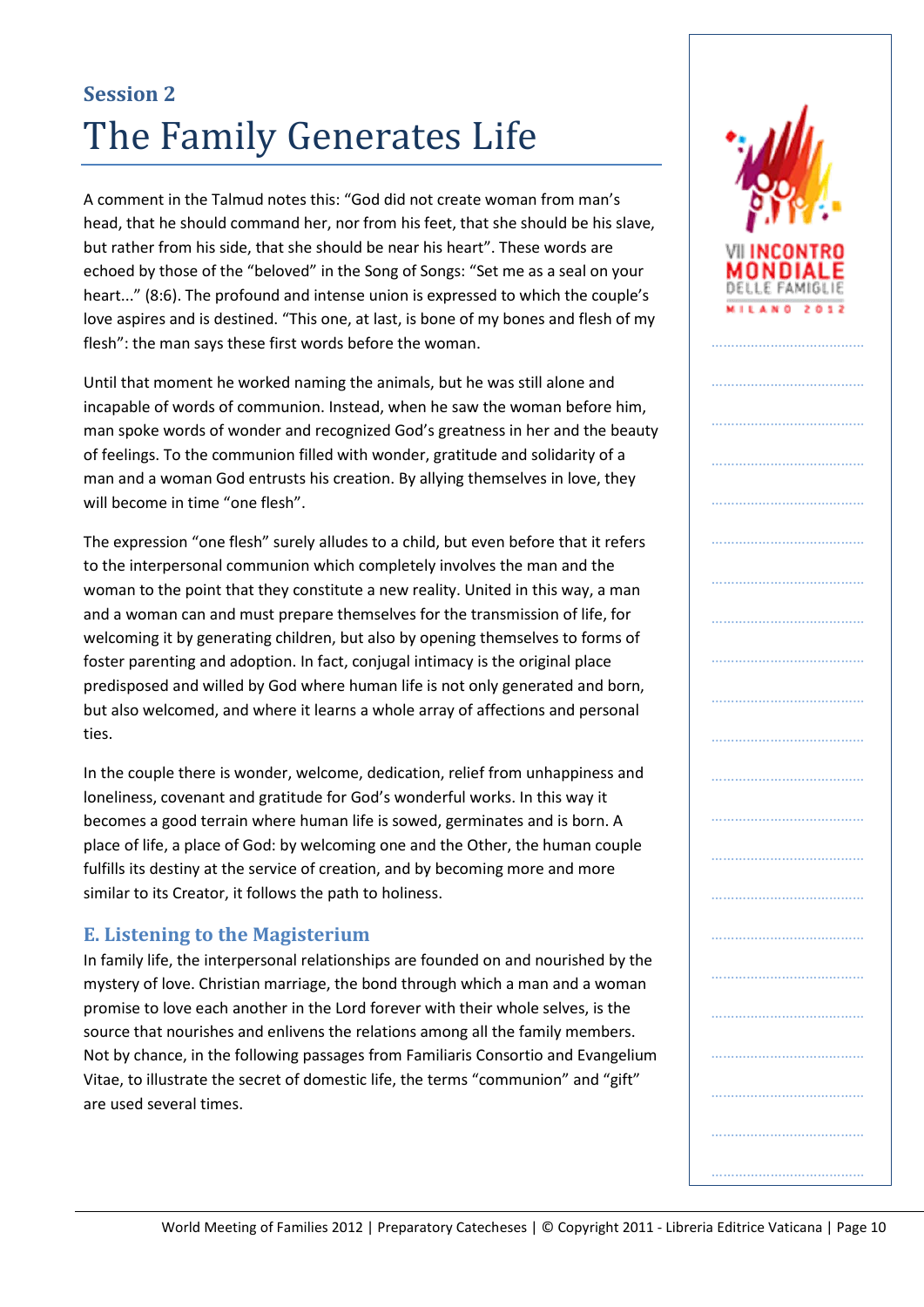## Session 2

# The Family Generates Life

A comment in the Talmud notes this: “God did not create woman from man’s head, that he should command her, nor from his feet, that she should be his slave, but rather from his side, that she should be near his heart”. These words are echoed by those of the “beloved” in the Song of Songs: “Set me as a seal on your heart...” (8:6). The profound and intense union is expressed to which the couple’s love aspires and is destined. “This one, at last, is bone of my bones and flesh of my flesh”: the man says these first words before the woman.

Until that moment he worked naming the animals, but he was still alone and incapable of words of communion. Instead, when he saw the woman before him, man spoke words of wonder and recognized God’s greatness in her and the beauty of feelings. To the communion filled with wonder, gratitude and solidarity of a man and a woman God entrusts his creation. By allying themselves in love, they will become in time “one flesh”.

The expression “one flesh” surely alludes to a child, but even before that it refers to the interpersonal communion which completely involves the man and the woman to the point that they constitute a new reality. United in this way, a man and a woman can and must prepare themselves for the transmission of life, for welcoming it by generating children, but also by opening themselves to forms of foster parenting and adoption. In fact, conjugal intimacy is the original place predisposed and willed by God where human life is not only generated and born, but also welcomed, and where it learns a whole array of affections and personal ties.

In the couple there is wonder, welcome, dedication, relief from unhappiness and loneliness, covenant and gratitude for God’s wonderful works. In this way it becomes a good terrain where human life is sowed, germinates and is born. A place of life, a place of God: by welcoming one and the Other, the human couple fulfills its destiny at the service of creation, and by becoming more and more similar to its Creator, it follows the path to holiness.

### E. Listening to the Magisterium

In family life, the interpersonal relationships are founded on and nourished by the mystery of love. Christian marriage, the bond through which a man and a woman promise to love each other in the Lord forever with their whole selves, is the source that nourishes and enlivens the relations among all the family members. Not by chance, in the following passages from Familiaris Consortio and Evangelium Vitae, to illustrate the secret of domestic life, the terms “communion” and “gift” are used several times.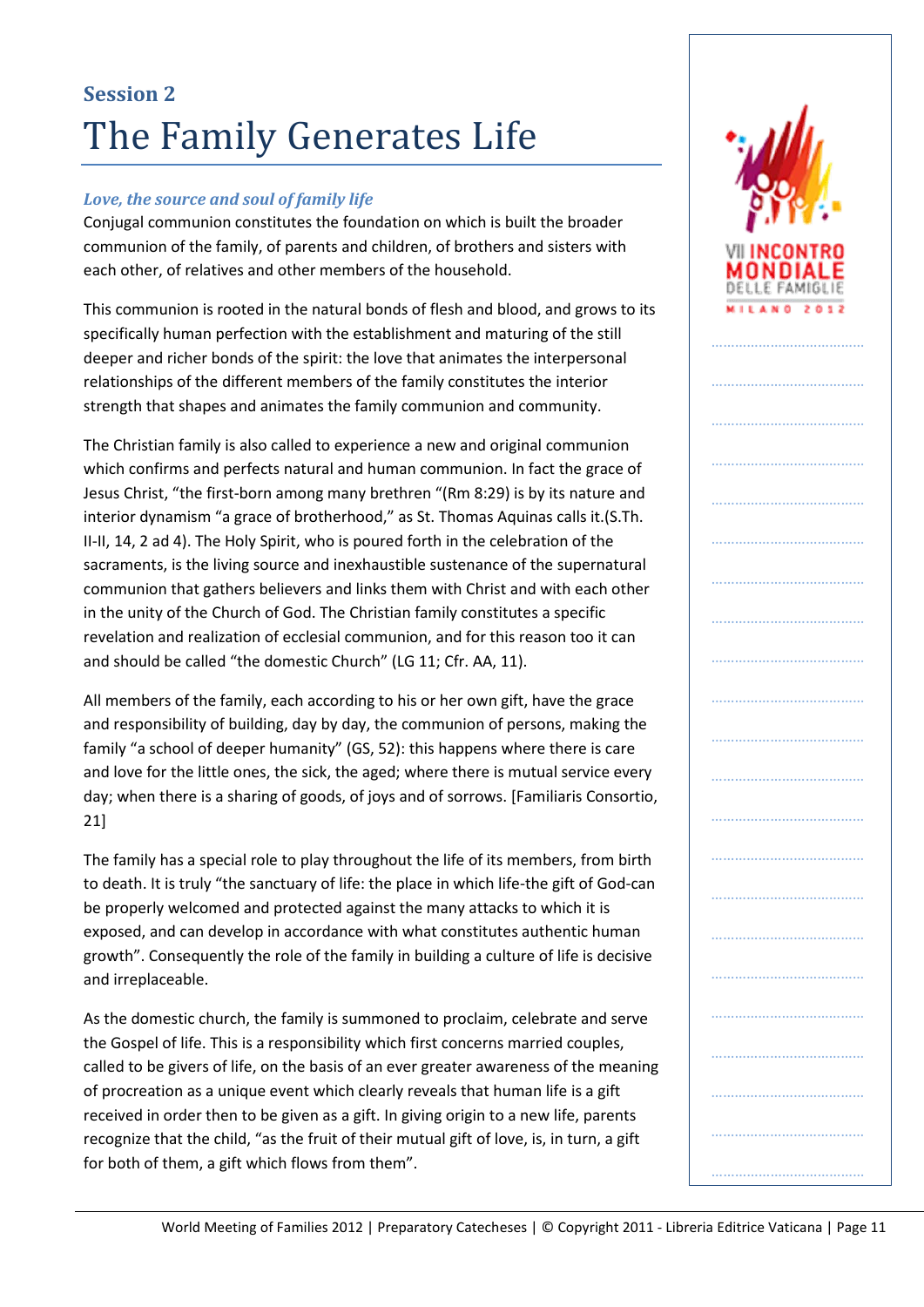## Session 2

# The Family Generates Life

***Love, the source and soul of family life***

Conjugal communion constitutes the foundation on which is built the broader communion of the family, of parents and children, of brothers and sisters with each other, of relatives and other members of the household.

This communion is rooted in the natural bonds of flesh and blood, and grows to its specifically human perfection with the establishment and maturing of the still deeper and richer bonds of the spirit: the love that animates the interpersonal relationships of the different members of the family constitutes the interior strength that shapes and animates the family communion and community.

The Christian family is also called to experience a new and original communion which confirms and perfects natural and human communion. In fact the grace of Jesus Christ, "the first-born among many brethren "(Rm 8:29) is by its nature and interior dynamism "a grace of brotherhood," as St. Thomas Aquinas calls it.(S.Th. II-II, 14, 2 ad 4). The Holy Spirit, who is poured forth in the celebration of the sacraments, is the living source and inexhaustible sustenance of the supernatural communion that gathers believers and links them with Christ and with each other in the unity of the Church of God. The Christian family constitutes a specific revelation and realization of ecclesial communion, and for this reason too it can and should be called "the domestic Church" (LG 11; Cfr. AA, 11).

All members of the family, each according to his or her own gift, have the grace and responsibility of building, day by day, the communion of persons, making the family "a school of deeper humanity" (GS, 52): this happens where there is care and love for the little ones, the sick, the aged; where there is mutual service every day; when there is a sharing of goods, of joys and of sorrows. [Familiaris Consortio, 21]

The family has a special role to play throughout the life of its members, from birth to death. It is truly "the sanctuary of life: the place in which life-the gift of God-can be properly welcomed and protected against the many attacks to which it is exposed, and can develop in accordance with what constitutes authentic human growth". Consequently the role of the family in building a culture of life is decisive and irreplaceable.

As the domestic church, the family is summoned to proclaim, celebrate and serve the Gospel of life. This is a responsibility which first concerns married couples, called to be givers of life, on the basis of an ever greater awareness of the meaning of procreation as a unique event which clearly reveals that human life is a gift received in order then to be given as a gift. In giving origin to a new life, parents recognize that the child, "as the fruit of their mutual gift of love, is, in turn, a gift for both of them, a gift which flows from them".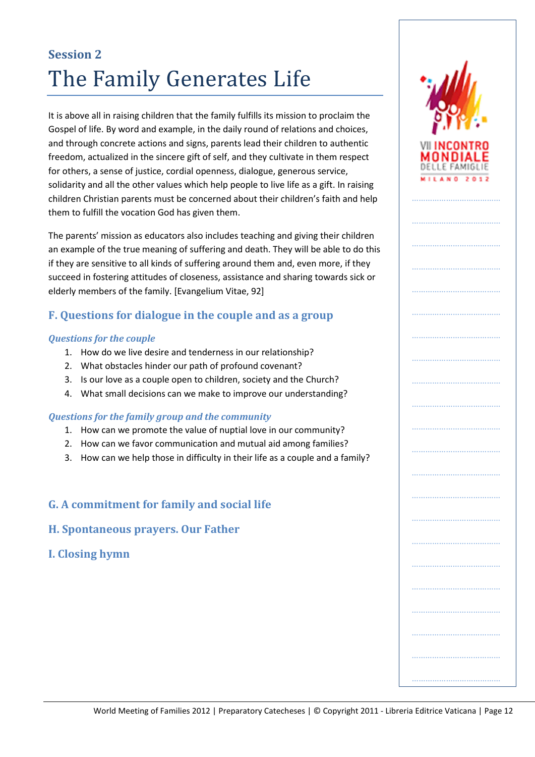## Session 2

# The Family Generates Life

It is above all in raising children that the family fulfills its mission to proclaim the Gospel of life. By word and example, in the daily round of relations and choices, and through concrete actions and signs, parents lead their children to authentic freedom, actualized in the sincere gift of self, and they cultivate in them respect for others, a sense of justice, cordial openness, dialogue, generous service, solidarity and all the other values which help people to live life as a gift. In raising children Christian parents must be concerned about their children's faith and help them to fulfill the vocation God has given them.

The parents' mission as educators also includes teaching and giving their children an example of the true meaning of suffering and death. They will be able to do this if they are sensitive to all kinds of suffering around them and, even more, if they succeed in fostering attitudes of closeness, assistance and sharing towards sick or elderly members of the family. [Evangelium Vitae, 92]

## F. Questions for dialogue in the couple and as a group

### *Questions for the couple*

1. How do we live desire and tenderness in our relationship?
2. What obstacles hinder our path of profound covenant?
3. Is our love as a couple open to children, society and the Church?
4. What small decisions can we make to improve our understanding?

### *Questions for the family group and the community*

1. How can we promote the value of nuptial love in our community?
2. How can we favor communication and mutual aid among families?
3. How can we help those in difficulty in their life as a couple and a family?

## G. A commitment for family and social life

## H. Spontaneous prayers. Our Father

## I. Closing hymn